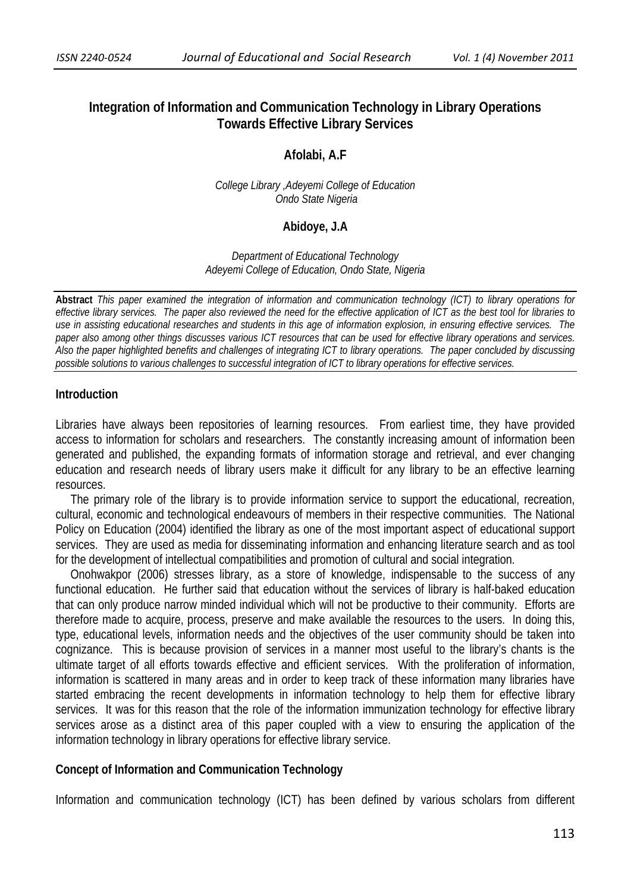# Integration of Information and Communication Technology in Library Operations Towards Effective Library Services

**Afolabi, A.F**

*College Library ,Adeyemi College of Education*
*Ondo State Nigeria*

**Abidoye, J.A**

*Department of Educational Technology*
*Adeyemi College of Education, Ondo State, Nigeria*

**Abstract** *This paper examined the integration of information and communication technology (ICT) to library operations for effective library services. The paper also reviewed the need for the effective application of ICT as the best tool for libraries to use in assisting educational researches and students in this age of information explosion, in ensuring effective services. The paper also among other things discusses various ICT resources that can be used for effective library operations and services. Also the paper highlighted benefits and challenges of integrating ICT to library operations. The paper concluded by discussing possible solutions to various challenges to successful integration of ICT to library operations for effective services.*

## Introduction

Libraries have always been repositories of learning resources. From earliest time, they have provided access to information for scholars and researchers. The constantly increasing amount of information been generated and published, the expanding formats of information storage and retrieval, and ever changing education and research needs of library users make it difficult for any library to be an effective learning resources.

The primary role of the library is to provide information service to support the educational, recreation, cultural, economic and technological endeavours of members in their respective communities. The National Policy on Education (2004) identified the library as one of the most important aspect of educational support services. They are used as media for disseminating information and enhancing literature search and as tool for the development of intellectual compatibilities and promotion of cultural and social integration.

Onohwakpor (2006) stresses library, as a store of knowledge, indispensable to the success of any functional education. He further said that education without the services of library is half-baked education that can only produce narrow minded individual which will not be productive to their community. Efforts are therefore made to acquire, process, preserve and make available the resources to the users. In doing this, type, educational levels, information needs and the objectives of the user community should be taken into cognizance. This is because provision of services in a manner most useful to the library's chants is the ultimate target of all efforts towards effective and efficient services. With the proliferation of information, information is scattered in many areas and in order to keep track of these information many libraries have started embracing the recent developments in information technology to help them for effective library services. It was for this reason that the role of the information immunization technology for effective library services arose as a distinct area of this paper coupled with a view to ensuring the application of the information technology in library operations for effective library service.

## Concept of Information and Communication Technology

Information and communication technology (ICT) has been defined by various scholars from different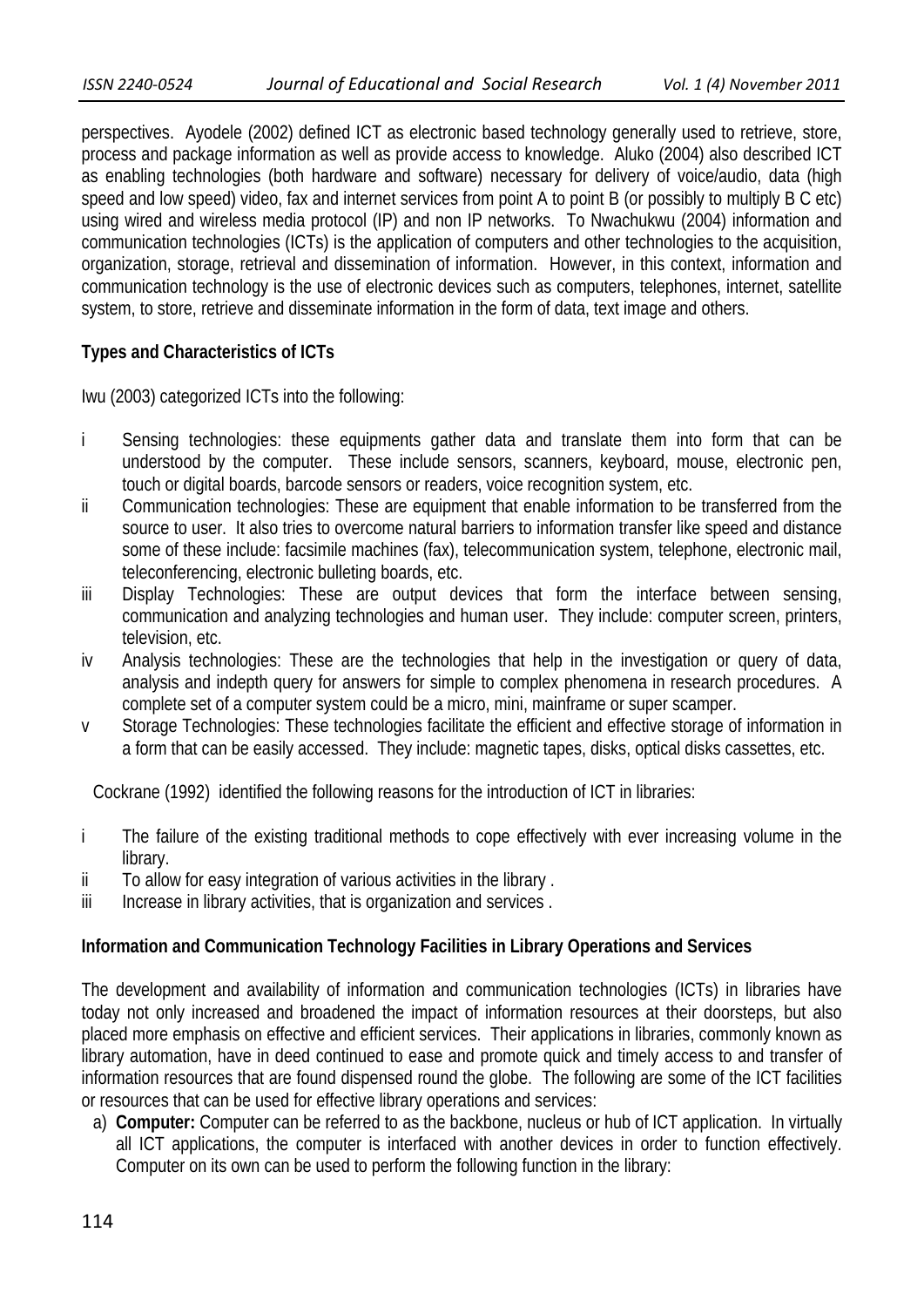perspectives. Ayodele (2002) defined ICT as electronic based technology generally used to retrieve, store, process and package information as well as provide access to knowledge. Aluko (2004) also described ICT as enabling technologies (both hardware and software) necessary for delivery of voice/audio, data (high speed and low speed) video, fax and internet services from point A to point B (or possibly to multiply B C etc) using wired and wireless media protocol (IP) and non IP networks. To Nwachukwu (2004) information and communication technologies (ICTs) is the application of computers and other technologies to the acquisition, organization, storage, retrieval and dissemination of information. However, in this context, information and communication technology is the use of electronic devices such as computers, telephones, internet, satellite system, to store, retrieve and disseminate information in the form of data, text image and others.

**Types and Characteristics of ICTs**

Iwu (2003) categorized ICTs into the following:

- i Sensing technologies: these equipments gather data and translate them into form that can be understood by the computer. These include sensors, scanners, keyboard, mouse, electronic pen, touch or digital boards, barcode sensors or readers, voice recognition system, etc.
- ii Communication technologies: These are equipment that enable information to be transferred from the source to user. It also tries to overcome natural barriers to information transfer like speed and distance some of these include: facsimile machines (fax), telecommunication system, telephone, electronic mail, teleconferencing, electronic bulleting boards, etc.
- iii Display Technologies: These are output devices that form the interface between sensing, communication and analyzing technologies and human user. They include: computer screen, printers, television, etc.
- iv Analysis technologies: These are the technologies that help in the investigation or query of data, analysis and indepth query for answers for simple to complex phenomena in research procedures. A complete set of a computer system could be a micro, mini, mainframe or super scamper.
- v Storage Technologies: These technologies facilitate the efficient and effective storage of information in a form that can be easily accessed. They include: magnetic tapes, disks, optical disks cassettes, etc.

Cockrane (1992) identified the following reasons for the introduction of ICT in libraries:

- i The failure of the existing traditional methods to cope effectively with ever increasing volume in the library.
- ii To allow for easy integration of various activities in the library .
- iii Increase in library activities, that is organization and services .

**Information and Communication Technology Facilities in Library Operations and Services**

The development and availability of information and communication technologies (ICTs) in libraries have today not only increased and broadened the impact of information resources at their doorsteps, but also placed more emphasis on effective and efficient services. Their applications in libraries, commonly known as library automation, have in deed continued to ease and promote quick and timely access to and transfer of information resources that are found dispensed round the globe. The following are some of the ICT facilities or resources that can be used for effective library operations and services:

a) **Computer:** Computer can be referred to as the backbone, nucleus or hub of ICT application. In virtually all ICT applications, the computer is interfaced with another devices in order to function effectively. Computer on its own can be used to perform the following function in the library: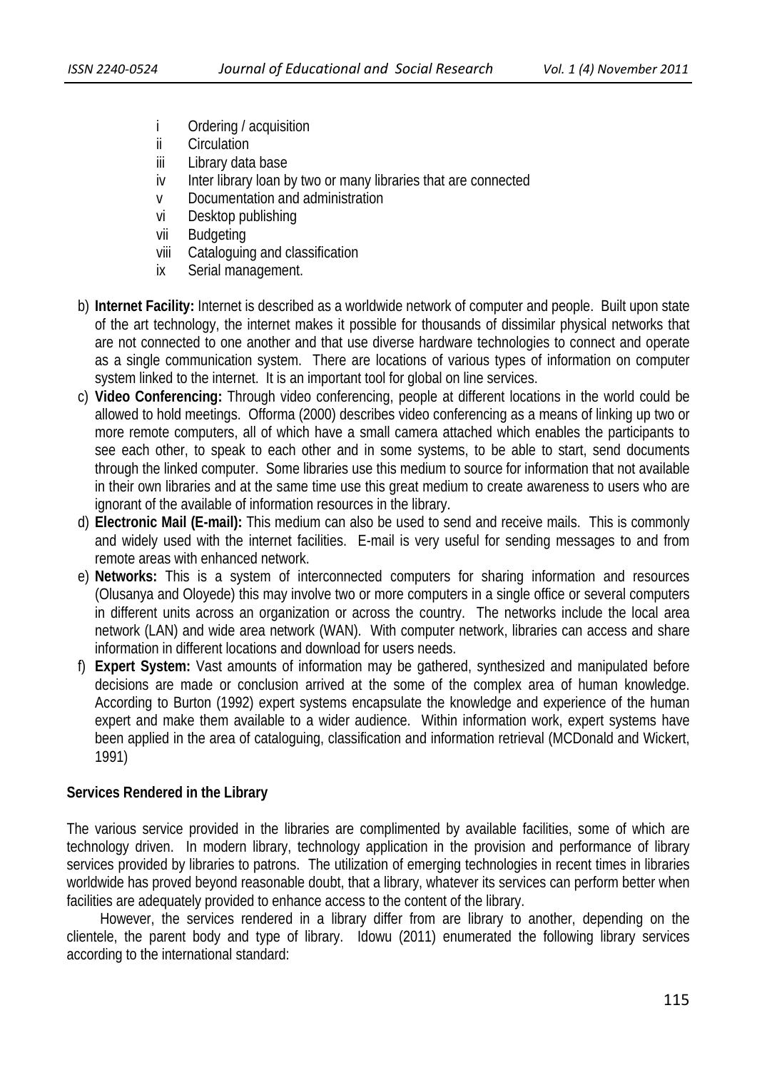i Ordering / acquisition
ii Circulation
iii Library data base
iv Inter library loan by two or many libraries that are connected
v Documentation and administration
vi Desktop publishing
vii Budgeting
viii Cataloguing and classification
ix Serial management.

b) **Internet Facility:** Internet is described as a worldwide network of computer and people. Built upon state of the art technology, the internet makes it possible for thousands of dissimilar physical networks that are not connected to one another and that use diverse hardware technologies to connect and operate as a single communication system. There are locations of various types of information on computer system linked to the internet. It is an important tool for global on line services.

c) **Video Conferencing:** Through video conferencing, people at different locations in the world could be allowed to hold meetings. Offorma (2000) describes video conferencing as a means of linking up two or more remote computers, all of which have a small camera attached which enables the participants to see each other, to speak to each other and in some systems, to be able to start, send documents through the linked computer. Some libraries use this medium to source for information that not available in their own libraries and at the same time use this great medium to create awareness to users who are ignorant of the available of information resources in the library.

d) **Electronic Mail (E-mail):** This medium can also be used to send and receive mails. This is commonly and widely used with the internet facilities. E-mail is very useful for sending messages to and from remote areas with enhanced network.

e) **Networks:** This is a system of interconnected computers for sharing information and resources (Olusanya and Oloyede) this may involve two or more computers in a single office or several computers in different units across an organization or across the country. The networks include the local area network (LAN) and wide area network (WAN). With computer network, libraries can access and share information in different locations and download for users needs.

f) **Expert System:** Vast amounts of information may be gathered, synthesized and manipulated before decisions are made or conclusion arrived at the some of the complex area of human knowledge. According to Burton (1992) expert systems encapsulate the knowledge and experience of the human expert and make them available to a wider audience. Within information work, expert systems have been applied in the area of cataloguing, classification and information retrieval (MCDonald and Wickert, 1991)

**Services Rendered in the Library**

The various service provided in the libraries are complimented by available facilities, some of which are technology driven. In modern library, technology application in the provision and performance of library services provided by libraries to patrons. The utilization of emerging technologies in recent times in libraries worldwide has proved beyond reasonable doubt, that a library, whatever its services can perform better when facilities are adequately provided to enhance access to the content of the library.

However, the services rendered in a library differ from are library to another, depending on the clientele, the parent body and type of library. Idowu (2011) enumerated the following library services according to the international standard: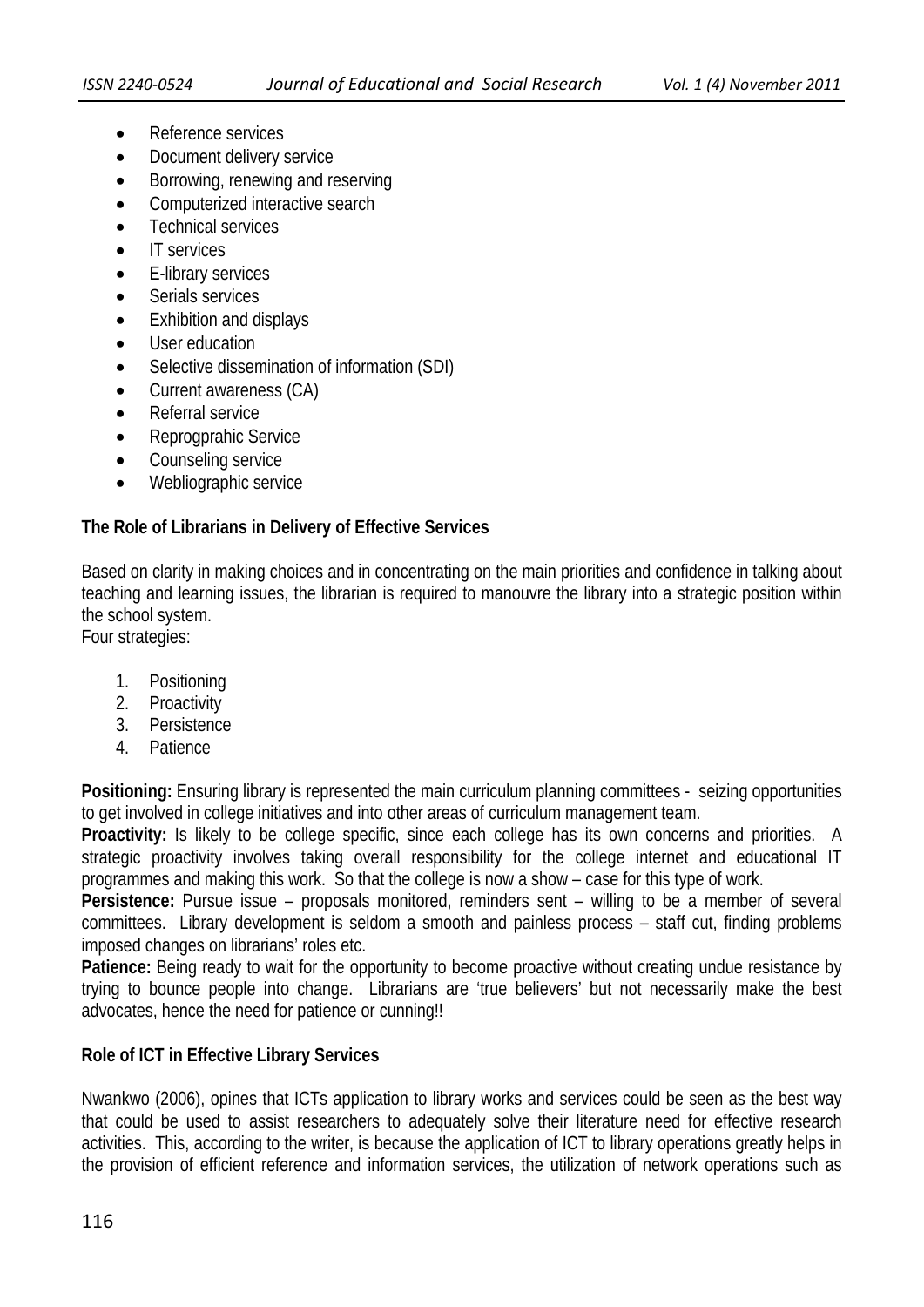- Reference services
- Document delivery service
- Borrowing, renewing and reserving
- Computerized interactive search
- Technical services
- IT services
- E-library services
- Serials services
- Exhibition and displays
- User education
- Selective dissemination of information (SDI)
- Current awareness (CA)
- Referral service
- Reprogprahic Service
- Counseling service
- Webliographic service

**The Role of Librarians in Delivery of Effective Services**

Based on clarity in making choices and in concentrating on the main priorities and confidence in talking about teaching and learning issues, the librarian is required to manouvre the library into a strategic position within the school system.
Four strategies:

1. Positioning
2. Proactivity
3. Persistence
4. Patience

**Positioning:** Ensuring library is represented the main curriculum planning committees - seizing opportunities to get involved in college initiatives and into other areas of curriculum management team.
**Proactivity:** Is likely to be college specific, since each college has its own concerns and priorities. A strategic proactivity involves taking overall responsibility for the college internet and educational IT programmes and making this work. So that the college is now a show – case for this type of work.
**Persistence:** Pursue issue – proposals monitored, reminders sent – willing to be a member of several committees. Library development is seldom a smooth and painless process – staff cut, finding problems imposed changes on librarians' roles etc.
**Patience:** Being ready to wait for the opportunity to become proactive without creating undue resistance by trying to bounce people into change. Librarians are 'true believers' but not necessarily make the best advocates, hence the need for patience or cunning!!

**Role of ICT in Effective Library Services**

Nwankwo (2006), opines that ICTs application to library works and services could be seen as the best way that could be used to assist researchers to adequately solve their literature need for effective research activities. This, according to the writer, is because the application of ICT to library operations greatly helps in the provision of efficient reference and information services, the utilization of network operations such as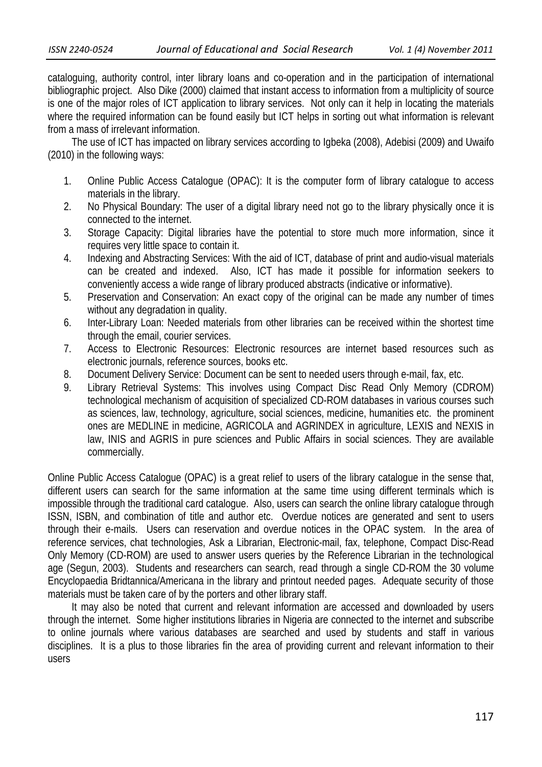cataloguing, authority control, inter library loans and co-operation and in the participation of international bibliographic project. Also Dike (2000) claimed that instant access to information from a multiplicity of source is one of the major roles of ICT application to library services. Not only can it help in locating the materials where the required information can be found easily but ICT helps in sorting out what information is relevant from a mass of irrelevant information.

The use of ICT has impacted on library services according to Igbeka (2008), Adebisi (2009) and Uwaifo (2010) in the following ways:

1. Online Public Access Catalogue (OPAC): It is the computer form of library catalogue to access materials in the library.
2. No Physical Boundary: The user of a digital library need not go to the library physically once it is connected to the internet.
3. Storage Capacity: Digital libraries have the potential to store much more information, since it requires very little space to contain it.
4. Indexing and Abstracting Services: With the aid of ICT, database of print and audio-visual materials can be created and indexed. Also, ICT has made it possible for information seekers to conveniently access a wide range of library produced abstracts (indicative or informative).
5. Preservation and Conservation: An exact copy of the original can be made any number of times without any degradation in quality.
6. Inter-Library Loan: Needed materials from other libraries can be received within the shortest time through the email, courier services.
7. Access to Electronic Resources: Electronic resources are internet based resources such as electronic journals, reference sources, books etc.
8. Document Delivery Service: Document can be sent to needed users through e-mail, fax, etc.
9. Library Retrieval Systems: This involves using Compact Disc Read Only Memory (CDROM) technological mechanism of acquisition of specialized CD-ROM databases in various courses such as sciences, law, technology, agriculture, social sciences, medicine, humanities etc. the prominent ones are MEDLINE in medicine, AGRICOLA and AGRINDEX in agriculture, LEXIS and NEXIS in law, INIS and AGRIS in pure sciences and Public Affairs in social sciences. They are available commercially.

Online Public Access Catalogue (OPAC) is a great relief to users of the library catalogue in the sense that, different users can search for the same information at the same time using different terminals which is impossible through the traditional card catalogue. Also, users can search the online library catalogue through ISSN, ISBN, and combination of title and author etc. Overdue notices are generated and sent to users through their e-mails. Users can reservation and overdue notices in the OPAC system. In the area of reference services, chat technologies, Ask a Librarian, Electronic-mail, fax, telephone, Compact Disc-Read Only Memory (CD-ROM) are used to answer users queries by the Reference Librarian in the technological age (Segun, 2003). Students and researchers can search, read through a single CD-ROM the 30 volume Encyclopaedia Bridtannica/Americana in the library and printout needed pages. Adequate security of those materials must be taken care of by the porters and other library staff.

It may also be noted that current and relevant information are accessed and downloaded by users through the internet. Some higher institutions libraries in Nigeria are connected to the internet and subscribe to online journals where various databases are searched and used by students and staff in various disciplines. It is a plus to those libraries fin the area of providing current and relevant information to their users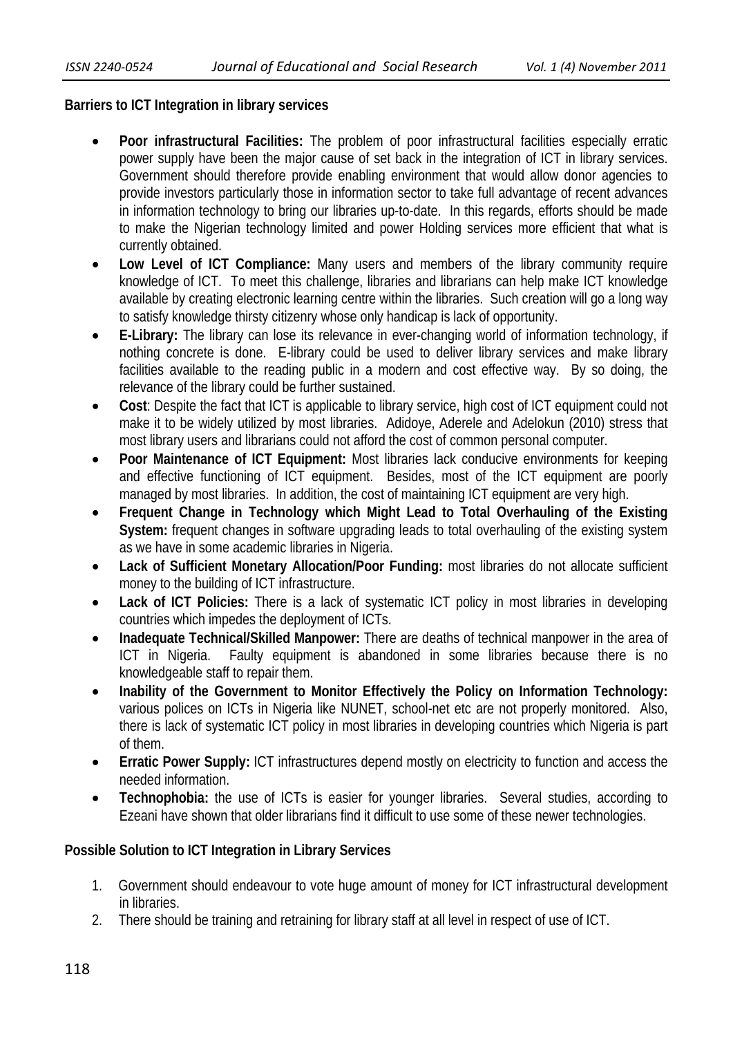**Barriers to ICT Integration in library services**

- **Poor infrastructural Facilities:** The problem of poor infrastructural facilities especially erratic power supply have been the major cause of set back in the integration of ICT in library services. Government should therefore provide enabling environment that would allow donor agencies to provide investors particularly those in information sector to take full advantage of recent advances in information technology to bring our libraries up-to-date. In this regards, efforts should be made to make the Nigerian technology limited and power Holding services more efficient that what is currently obtained.
- **Low Level of ICT Compliance:** Many users and members of the library community require knowledge of ICT. To meet this challenge, libraries and librarians can help make ICT knowledge available by creating electronic learning centre within the libraries. Such creation will go a long way to satisfy knowledge thirsty citizenry whose only handicap is lack of opportunity.
- **E-Library:** The library can lose its relevance in ever-changing world of information technology, if nothing concrete is done. E-library could be used to deliver library services and make library facilities available to the reading public in a modern and cost effective way. By so doing, the relevance of the library could be further sustained.
- **Cost**: Despite the fact that ICT is applicable to library service, high cost of ICT equipment could not make it to be widely utilized by most libraries. Adidoye, Aderele and Adelokun (2010) stress that most library users and librarians could not afford the cost of common personal computer.
- **Poor Maintenance of ICT Equipment:** Most libraries lack conducive environments for keeping and effective functioning of ICT equipment. Besides, most of the ICT equipment are poorly managed by most libraries. In addition, the cost of maintaining ICT equipment are very high.
- **Frequent Change in Technology which Might Lead to Total Overhauling of the Existing System:** frequent changes in software upgrading leads to total overhauling of the existing system as we have in some academic libraries in Nigeria.
- **Lack of Sufficient Monetary Allocation/Poor Funding:** most libraries do not allocate sufficient money to the building of ICT infrastructure.
- **Lack of ICT Policies:** There is a lack of systematic ICT policy in most libraries in developing countries which impedes the deployment of ICTs.
- **Inadequate Technical/Skilled Manpower:** There are deaths of technical manpower in the area of ICT in Nigeria. Faulty equipment is abandoned in some libraries because there is no knowledgeable staff to repair them.
- **Inability of the Government to Monitor Effectively the Policy on Information Technology:** various polices on ICTs in Nigeria like NUNET, school-net etc are not properly monitored. Also, there is lack of systematic ICT policy in most libraries in developing countries which Nigeria is part of them.
- **Erratic Power Supply:** ICT infrastructures depend mostly on electricity to function and access the needed information.
- **Technophobia:** the use of ICTs is easier for younger libraries. Several studies, according to Ezeani have shown that older librarians find it difficult to use some of these newer technologies.

**Possible Solution to ICT Integration in Library Services**

1. Government should endeavour to vote huge amount of money for ICT infrastructural development in libraries.
2. There should be training and retraining for library staff at all level in respect of use of ICT.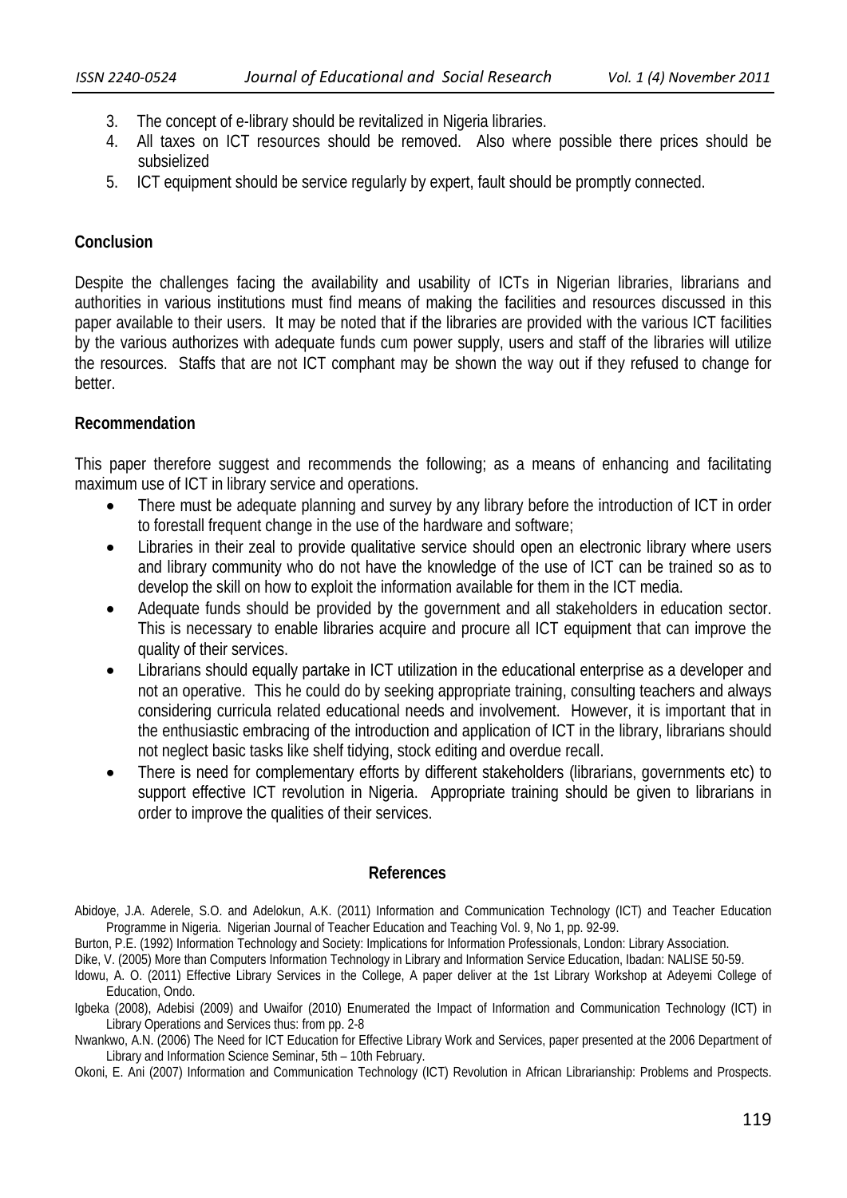3. The concept of e-library should be revitalized in Nigeria libraries.
4. All taxes on ICT resources should be removed. Also where possible there prices should be subsielized
5. ICT equipment should be service regularly by expert, fault should be promptly connected.

## Conclusion

Despite the challenges facing the availability and usability of ICTs in Nigerian libraries, librarians and authorities in various institutions must find means of making the facilities and resources discussed in this paper available to their users. It may be noted that if the libraries are provided with the various ICT facilities by the various authorizes with adequate funds cum power supply, users and staff of the libraries will utilize the resources. Staffs that are not ICT comphant may be shown the way out if they refused to change for better.

## Recommendation

This paper therefore suggest and recommends the following; as a means of enhancing and facilitating maximum use of ICT in library service and operations.

- There must be adequate planning and survey by any library before the introduction of ICT in order to forestall frequent change in the use of the hardware and software;
- Libraries in their zeal to provide qualitative service should open an electronic library where users and library community who do not have the knowledge of the use of ICT can be trained so as to develop the skill on how to exploit the information available for them in the ICT media.
- Adequate funds should be provided by the government and all stakeholders in education sector. This is necessary to enable libraries acquire and procure all ICT equipment that can improve the quality of their services.
- Librarians should equally partake in ICT utilization in the educational enterprise as a developer and not an operative. This he could do by seeking appropriate training, consulting teachers and always considering curricula related educational needs and involvement. However, it is important that in the enthusiastic embracing of the introduction and application of ICT in the library, librarians should not neglect basic tasks like shelf tidying, stock editing and overdue recall.
- There is need for complementary efforts by different stakeholders (librarians, governments etc) to support effective ICT revolution in Nigeria. Appropriate training should be given to librarians in order to improve the qualities of their services.

## References

Abidoye, J.A. Aderele, S.O. and Adelokun, A.K. (2011) Information and Communication Technology (ICT) and Teacher Education Programme in Nigeria. Nigerian Journal of Teacher Education and Teaching Vol. 9, No 1, pp. 92-99.

Burton, P.E. (1992) Information Technology and Society: Implications for Information Professionals, London: Library Association.

Dike, V. (2005) More than Computers Information Technology in Library and Information Service Education, Ibadan: NALISE 50-59.

Idowu, A. O. (2011) Effective Library Services in the College, A paper deliver at the 1st Library Workshop at Adeyemi College of Education, Ondo.

Igbeka (2008), Adebisi (2009) and Uwaifor (2010) Enumerated the Impact of Information and Communication Technology (ICT) in Library Operations and Services thus: from pp. 2-8

Nwankwo, A.N. (2006) The Need for ICT Education for Effective Library Work and Services, paper presented at the 2006 Department of Library and Information Science Seminar, 5th – 10th February.

Okoni, E. Ani (2007) Information and Communication Technology (ICT) Revolution in African Librarianship: Problems and Prospects.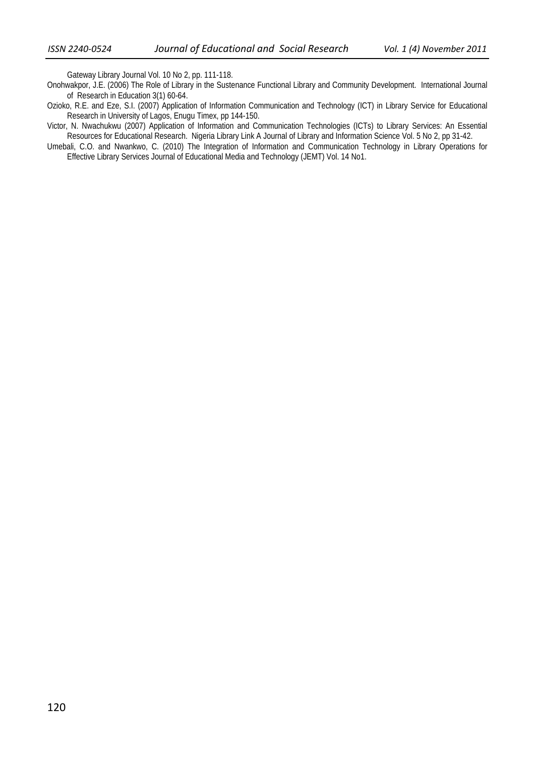Gateway Library Journal Vol. 10 No 2, pp. 111-118.

Onohwakpor, J.E. (2006) The Role of Library in the Sustenance Functional Library and Community Development. International Journal of Research in Education 3(1) 60-64.

Ozioko, R.E. and Eze, S.I. (2007) Application of Information Communication and Technology (ICT) in Library Service for Educational Research in University of Lagos, Enugu Timex, pp 144-150.

Victor, N. Nwachukwu (2007) Application of Information and Communication Technologies (ICTs) to Library Services: An Essential Resources for Educational Research. Nigeria Library Link A Journal of Library and Information Science Vol. 5 No 2, pp 31-42.

Umebali, C.O. and Nwankwo, C. (2010) The Integration of Information and Communication Technology in Library Operations for Effective Library Services Journal of Educational Media and Technology (JEMT) Vol. 14 No1.